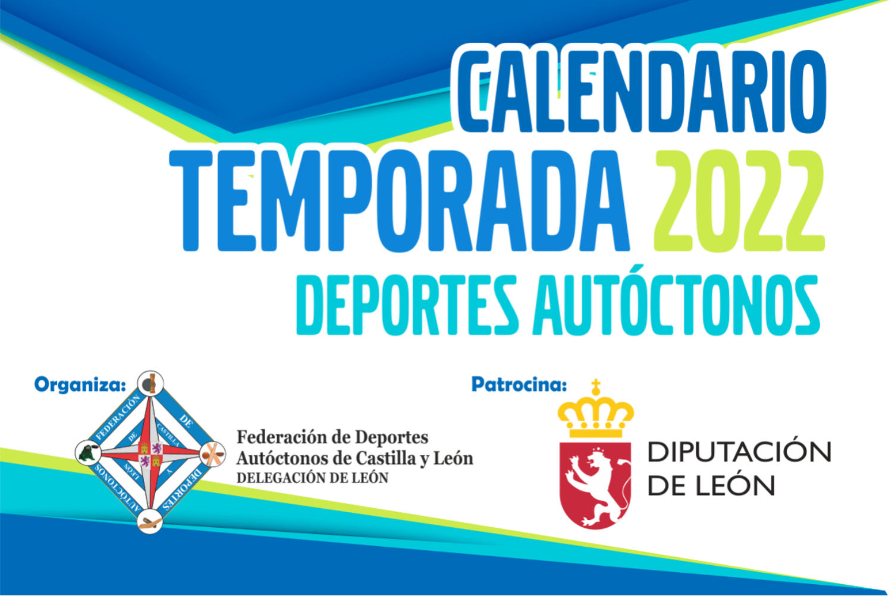# CALENDARIO TEMPORADA 2022

## DEPORTES AUTÓCTONOS

**Organiza:**

Federación de Deportes Autóctonos de Castilla y León
DELEGACIÓN DE LEÓN

**Patrocina:**

DIPUTACIÓN DE LEÓN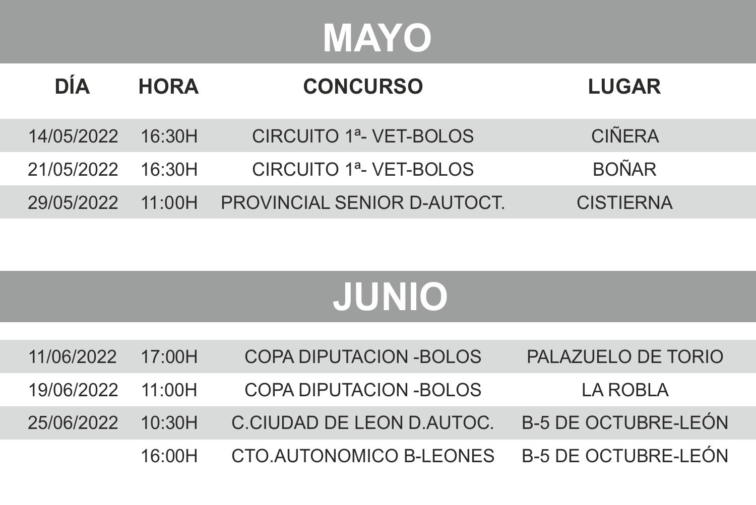# MAYO

| DÍA | HORA | CONCURSO | LUGAR |
|---|---|---|---|
| 14/05/2022 | 16:30H | CIRCUITO 1ª- VET-BOLOS | CIÑERA |
| 21/05/2022 | 16:30H | CIRCUITO 1ª- VET-BOLOS | BOÑAR |
| 29/05/2022 | 11:00H | PROVINCIAL SENIOR D-AUTOCT. | CISTIERNA |

# JUNIO

| DÍA | HORA | CONCURSO | LUGAR |
|---|---|---|---|
| 11/06/2022 | 17:00H | COPA DIPUTACION -BOLOS | PALAZUELO DE TORIO |
| 19/06/2022 | 11:00H | COPA DIPUTACION -BOLOS | LA ROBLA |
| 25/06/2022 | 10:30H | C.CIUDAD DE LEON D.AUTOC. | B-5 DE OCTUBRE-LEÓN |
| | 16:00H | CTO.AUTONOMICO B-LEONES | B-5 DE OCTUBRE-LEÓN |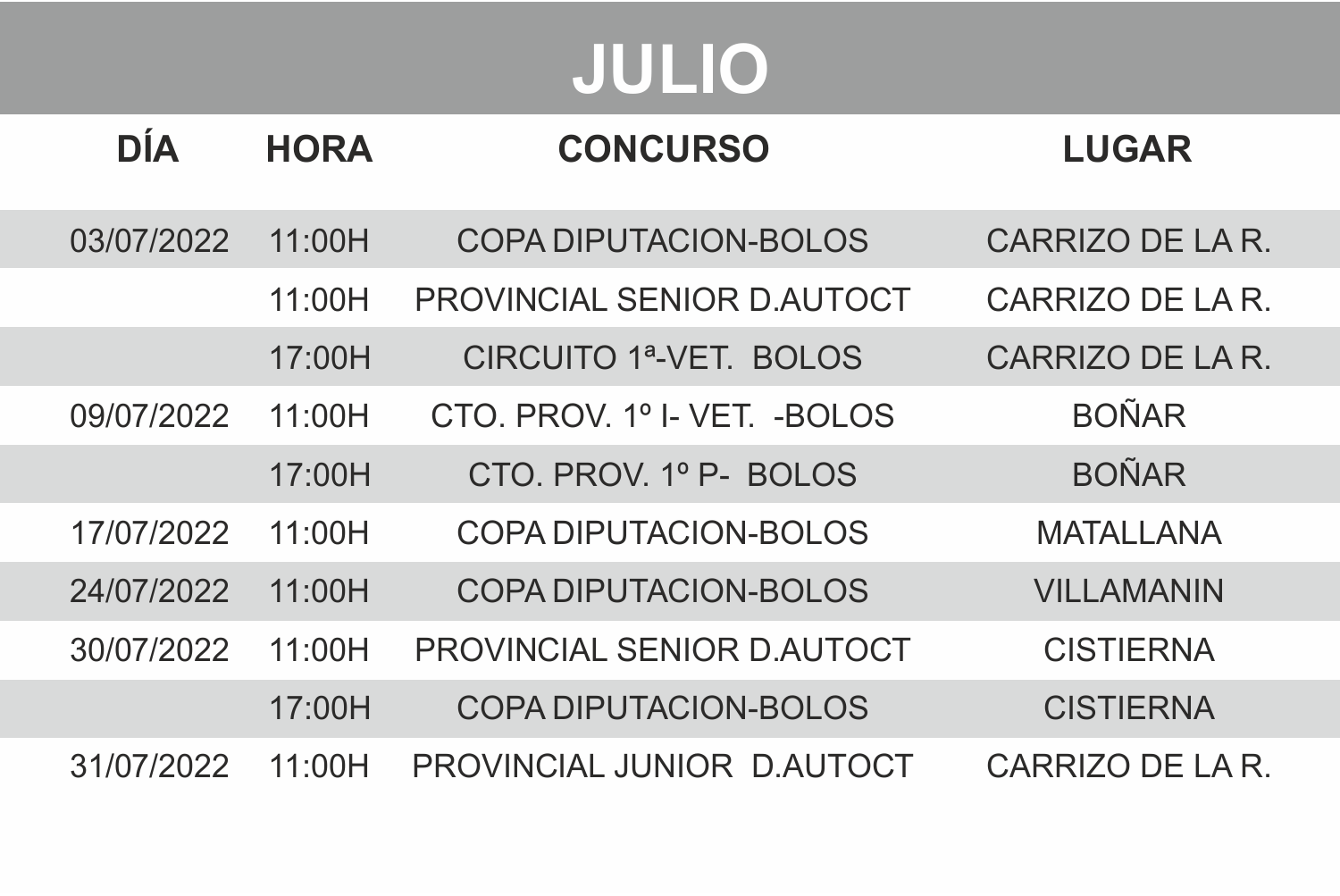# JULIO

| DÍA | HORA | CONCURSO | LUGAR |
|---|---|---|---|
| 03/07/2022 | 11:00H | COPA DIPUTACION-BOLOS | CARRIZO DE LA R. |
| | 11:00H | PROVINCIAL SENIOR D.AUTOCT | CARRIZO DE LA R. |
| | 17:00H | CIRCUITO 1ª-VET. BOLOS | CARRIZO DE LA R. |
| 09/07/2022 | 11:00H | CTO. PROV. 1º I- VET. -BOLOS | BOÑAR |
| | 17:00H | CTO. PROV. 1º P- BOLOS | BOÑAR |
| 17/07/2022 | 11:00H | COPA DIPUTACION-BOLOS | MATALLANA |
| 24/07/2022 | 11:00H | COPA DIPUTACION-BOLOS | VILLAMANIN |
| 30/07/2022 | 11:00H | PROVINCIAL SENIOR D.AUTOCT | CISTIERNA |
| | 17:00H | COPA DIPUTACION-BOLOS | CISTIERNA |
| 31/07/2022 | 11:00H | PROVINCIAL JUNIOR D.AUTOCT | CARRIZO DE LA R. |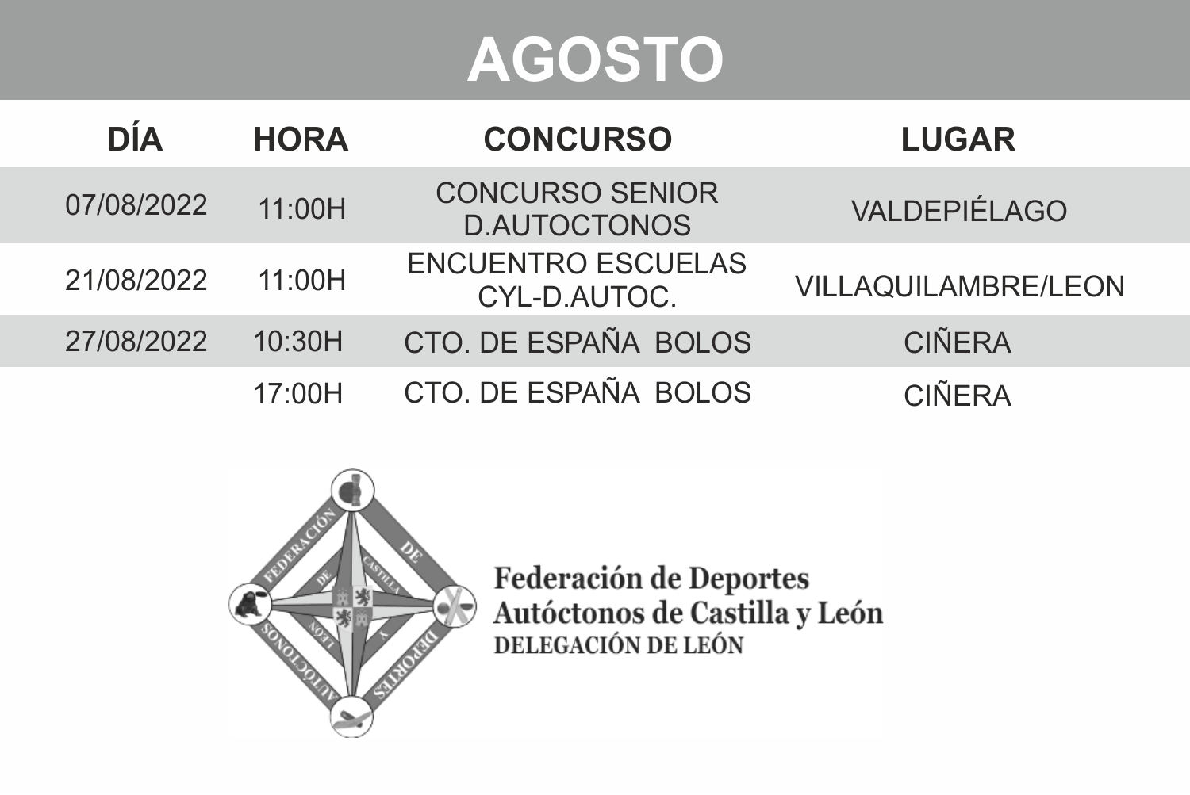# AGOSTO

| DÍA | HORA | CONCURSO | LUGAR |
|---|---|---|---|
| 07/08/2022 | 11:00H | CONCURSO SENIOR D.AUTOCTONOS | VALDEPIÉLAGO |
| 21/08/2022 | 11:00H | ENCUENTRO ESCUELAS CYL-D.AUTOC. | VILLAQUILAMBRE/LEON |
| 27/08/2022 | 10:30H | CTO. DE ESPAÑA BOLOS | CIÑERA |
| | 17:00H | CTO. DE ESPAÑA BOLOS | CIÑERA |

**Federación de Deportes Autóctonos de Castilla y León**
**DELEGACIÓN DE LEÓN**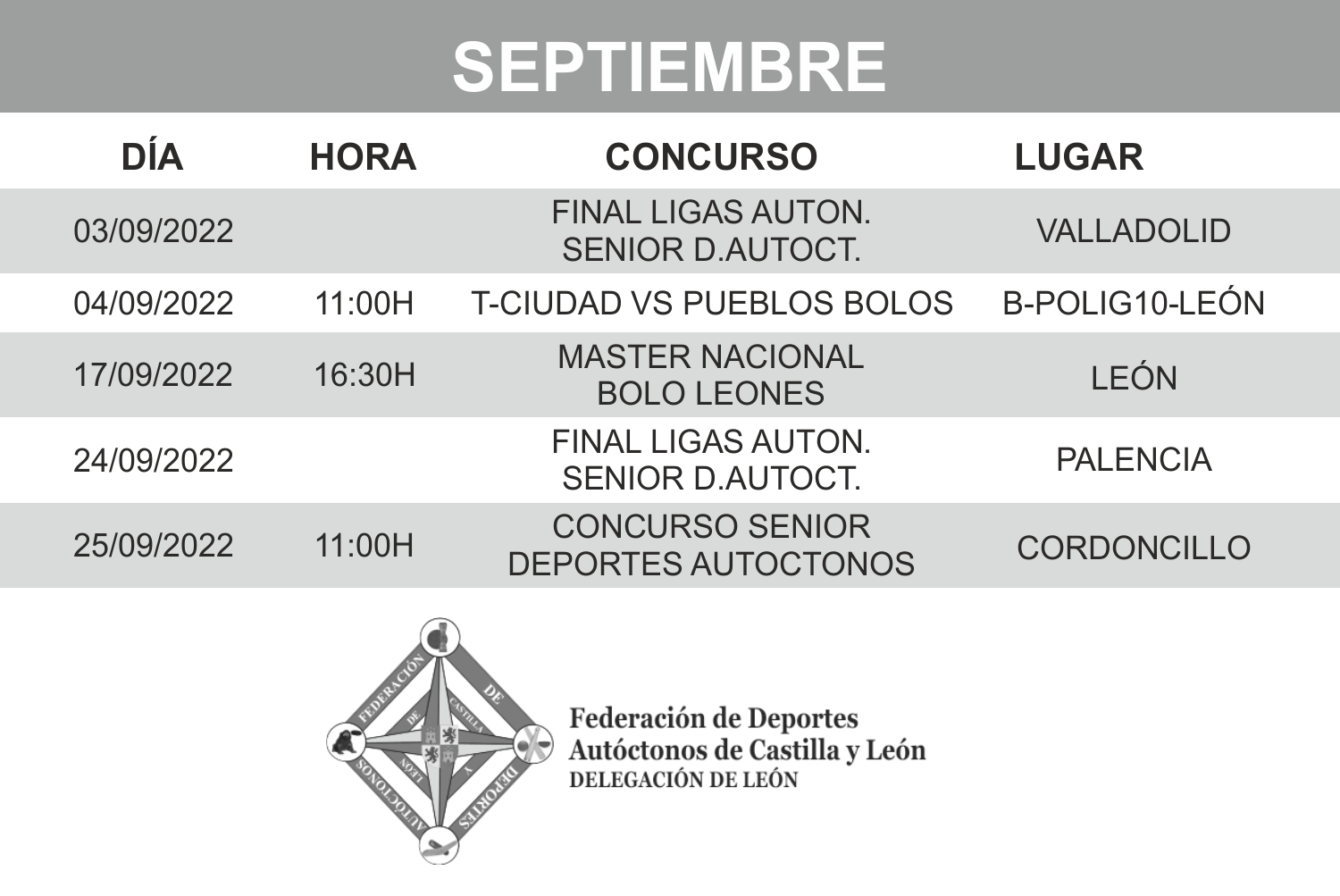# SEPTIEMBRE

| DÍA | HORA | CONCURSO | LUGAR |
| --- | --- | --- | --- |
| 03/09/2022 | | FINAL LIGAS AUTON. SENIOR D.AUTOCT. | VALLADOLID |
| 04/09/2022 | 11:00H | T-CIUDAD VS PUEBLOS BOLOS | B-POLIG10-LEÓN |
| 17/09/2022 | 16:30H | MASTER NACIONAL BOLO LEONES | LEÓN |
| 24/09/2022 | | FINAL LIGAS AUTON. SENIOR D.AUTOCT. | PALENCIA |
| 25/09/2022 | 11:00H | CONCURSO SENIOR DEPORTES AUTOCTONOS | CORDONCILLO |

**Federación de Deportes Autóctonos de Castilla y León**
DELEGACIÓN DE LEÓN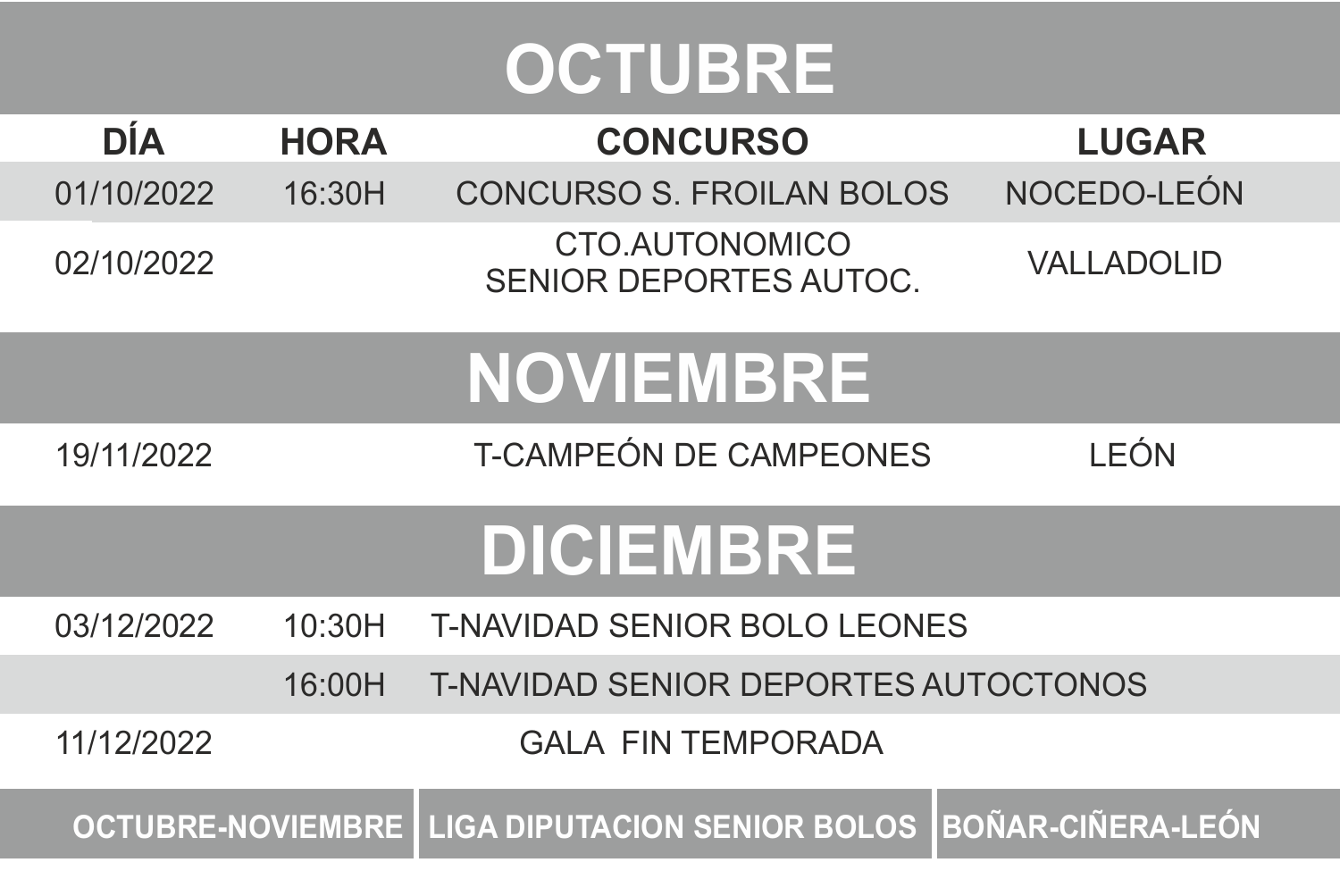# OCTUBRE

| DÍA | HORA | CONCURSO | LUGAR |
|---|---|---|---|
| 01/10/2022 | 16:30H | CONCURSO S. FROILAN BOLOS | NOCEDO-LEÓN |
| 02/10/2022 | | CTO.AUTONOMICO SENIOR DEPORTES AUTOC. | VALLADOLID |

# NOVIEMBRE

| DÍA | HORA | CONCURSO | LUGAR |
|---|---|---|---|
| 19/11/2022 | | T-CAMPEÓN DE CAMPEONES | LEÓN |

# DICIEMBRE

| DÍA | HORA | CONCURSO | LUGAR |
|---|---|---|---|
| 03/12/2022 | 10:30H | T-NAVIDAD SENIOR BOLO LEONES | |
| | 16:00H | T-NAVIDAD SENIOR DEPORTES AUTOCTONOS | |
| 11/12/2022 | | GALA FIN TEMPORADA | |

| OCTUBRE-NOVIEMBRE | LIGA DIPUTACION SENIOR BOLOS | BOÑAR-CIÑERA-LEÓN |
|---|---|---|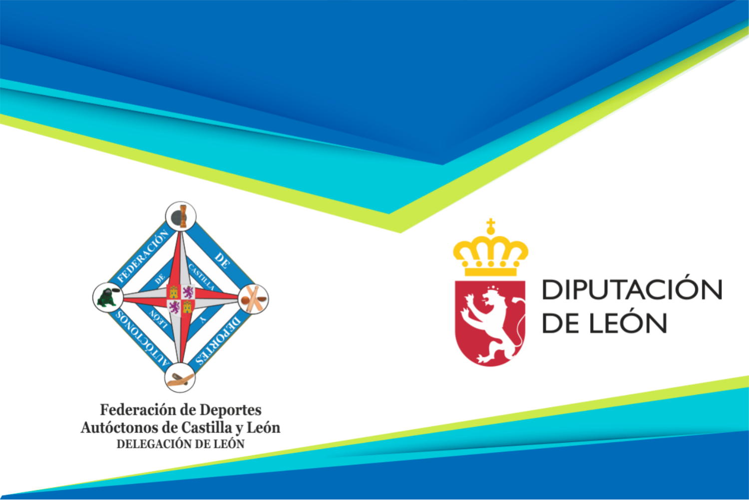Federación de Deportes Autóctonos de Castilla y León
DELEGACIÓN DE LEÓN

DIPUTACIÓN DE LEÓN